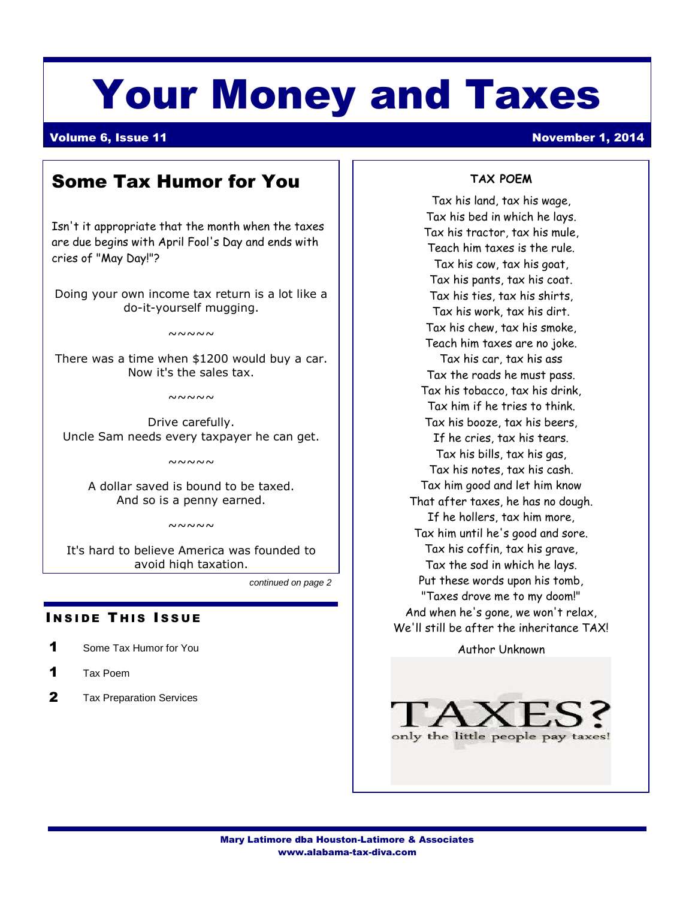# Your Money and Taxes

**Volume 6, Issue 11** **November 1, 2014**

## Some Tax Humor for You

Isn't it appropriate that the month when the taxes are due begins with April Fool's Day and ends with cries of "May Day!"?

Doing your own income tax return is a lot like a do-it-yourself mugging.

~~~~~

There was a time when $1200 would buy a car. Now it's the sales tax.

~~~~~

Drive carefully.
Uncle Sam needs every taxpayer he can get.

~~~~~

A dollar saved is bound to be taxed.
And so is a penny earned.

~~~~~

It's hard to believe America was founded to avoid high taxation.

*continued on page 2*

### Inside This Issue

- **1** Some Tax Humor for You
- **1** Tax Poem
- **2** Tax Preparation Services

**TAX POEM**

Tax his land, tax his wage,
Tax his bed in which he lays.
Tax his tractor, tax his mule,
Teach him taxes is the rule.
Tax his cow, tax his goat,
Tax his pants, tax his coat.
Tax his ties, tax his shirts,
Tax his work, tax his dirt.
Tax his chew, tax his smoke,
Teach him taxes are no joke.
Tax his car, tax his ass
Tax the roads he must pass.
Tax his tobacco, tax his drink,
Tax him if he tries to think.
Tax his booze, tax his beers,
If he cries, tax his tears.
Tax his bills, tax his gas,
Tax his notes, tax his cash.
Tax him good and let him know
That after taxes, he has no dough.
If he hollers, tax him more,
Tax him until he's good and sore.
Tax his coffin, tax his grave,
Tax the sod in which he lays.
Put these words upon his tomb,
"Taxes drove me to my doom!"
And when he's gone, we won't relax,
We'll still be after the inheritance TAX!

Author Unknown

TAXES?
only the little people pay taxes!

**Mary Latimore dba Houston-Latimore & Associates**
**www.alabama-tax-diva.com**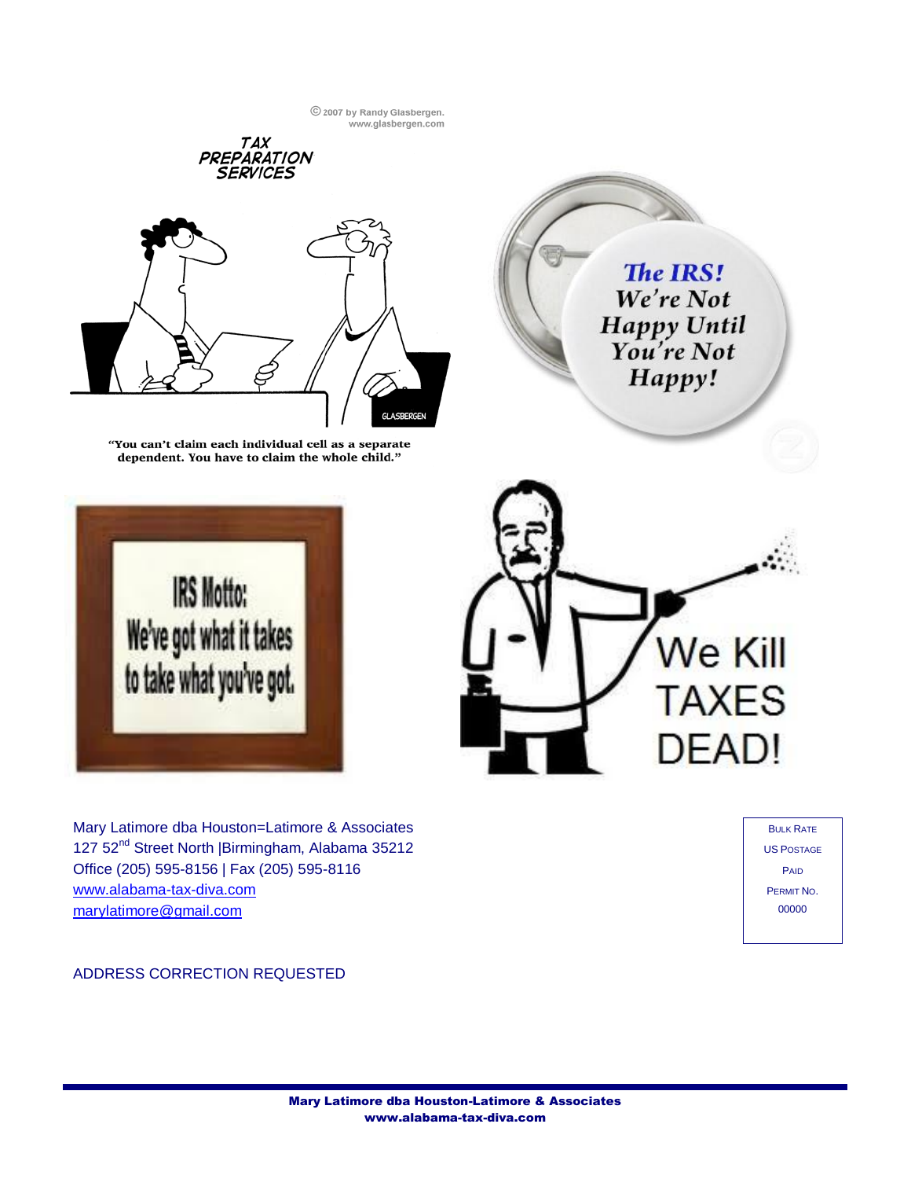© 2007 by Randy Glasbergen.
www.glasbergen.com

TAX PREPARATION SERVICES

GLASBERGEN

"You can't claim each individual cell as a separate dependent. You have to claim the whole child."

The IRS! We're Not Happy Until You're Not Happy!

IRS Motto: We've got what it takes to take what you've got.

We Kill TAXES DEAD!

Mary Latimore dba Houston=Latimore & Associates
127 52nd Street North |Birmingham, Alabama 35212
Office (205) 595-8156 | Fax (205) 595-8116
www.alabama-tax-diva.com
marylatimore@gmail.com

| |
|---|
| BULK RATE |
| US POSTAGE |
| PAID |
| PERMIT NO. |
| 00000 |

ADDRESS CORRECTION REQUESTED

**Mary Latimore dba Houston-Latimore & Associates**
**www.alabama-tax-diva.com**